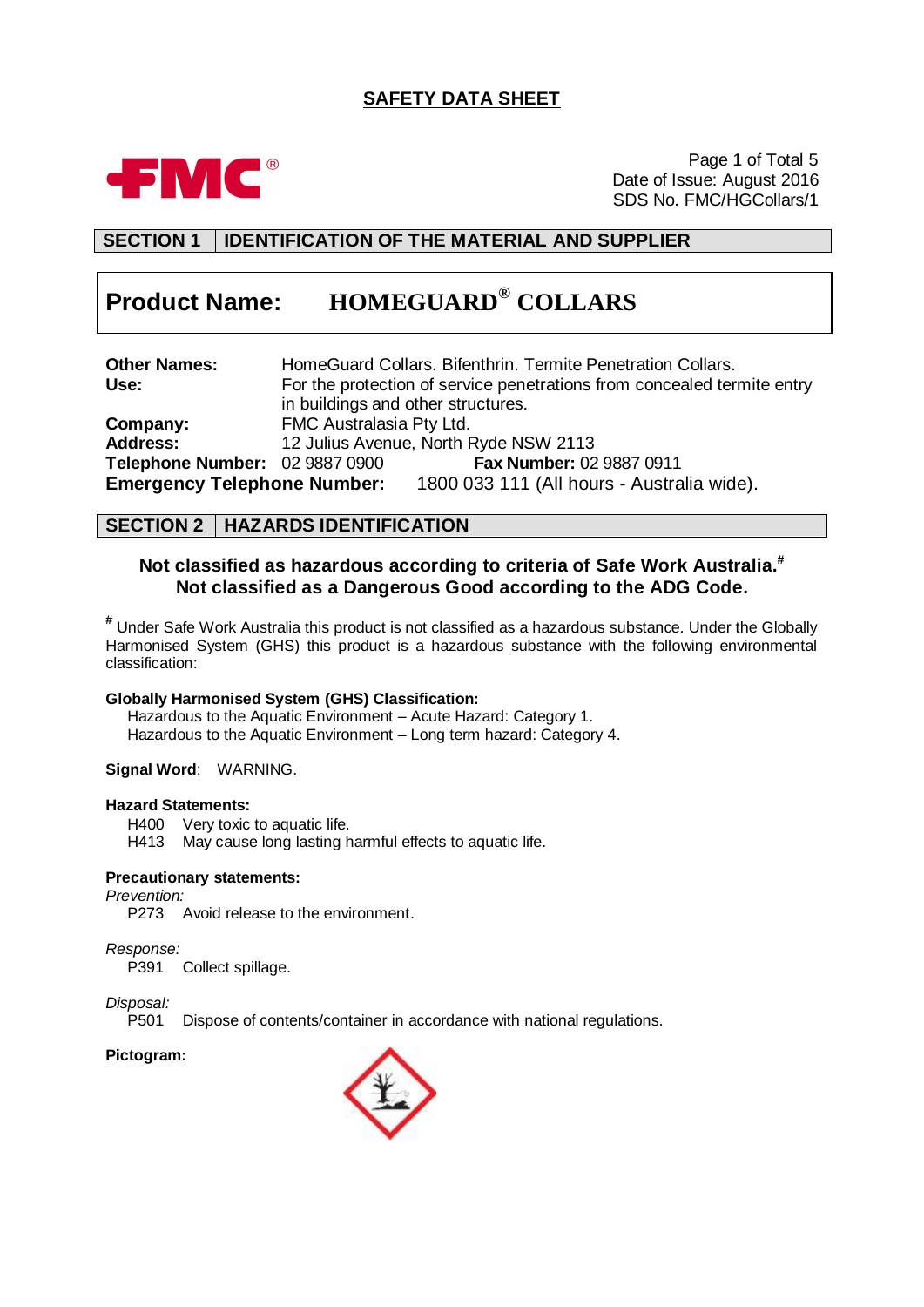# SAFETY DATA SHEET

Date of Issue: August 2016
SDS No. FMC/HGCollars/1

## SECTION 1 IDENTIFICATION OF THE MATERIAL AND SUPPLIER

**Product Name: HOMEGUARD® COLLARS**

**Other Names:** HomeGuard Collars. Bifenthrin. Termite Penetration Collars.
**Use:** For the protection of service penetrations from concealed termite entry in buildings and other structures.
**Company:** FMC Australasia Pty Ltd.
**Address:** 12 Julius Avenue, North Ryde NSW 2113
**Telephone Number:** 02 9887 0900 **Fax Number:** 02 9887 0911
**Emergency Telephone Number:** 1800 033 111 (All hours - Australia wide).

## SECTION 2 HAZARDS IDENTIFICATION

**Not classified as hazardous according to criteria of Safe Work Australia.#**
**Not classified as a Dangerous Good according to the ADG Code.**

# Under Safe Work Australia this product is not classified as a hazardous substance. Under the Globally Harmonised System (GHS) this product is a hazardous substance with the following environmental classification:

**Globally Harmonised System (GHS) Classification:**
Hazardous to the Aquatic Environment – Acute Hazard: Category 1.
Hazardous to the Aquatic Environment – Long term hazard: Category 4.

**Signal Word**: WARNING.

**Hazard Statements:**
H400 Very toxic to aquatic life.
H413 May cause long lasting harmful effects to aquatic life.

**Precautionary statements:**

*Prevention:*
P273 Avoid release to the environment.

*Response:*
P391 Collect spillage.

*Disposal:*
P501 Dispose of contents/container in accordance with national regulations.

**Pictogram:**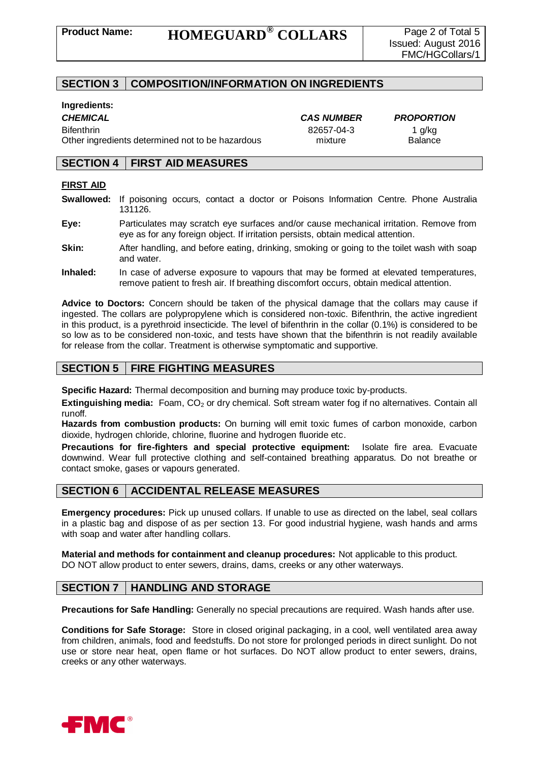## SECTION 3 | COMPOSITION/INFORMATION ON INGREDIENTS

**Ingredients:**

| ***CHEMICAL*** | ***CAS NUMBER*** | ***PROPORTION*** |
|---|---|---|
| Bifenthrin | 82657-04-3 | 1 g/kg |
| Other ingredients determined not to be hazardous | mixture | Balance |

## SECTION 4 | FIRST AID MEASURES

**FIRST AID**

**Swallowed:** If poisoning occurs, contact a doctor or Poisons Information Centre. Phone Australia 131126.

**Eye:** Particulates may scratch eye surfaces and/or cause mechanical irritation. Remove from eye as for any foreign object. If irritation persists, obtain medical attention.

**Skin:** After handling, and before eating, drinking, smoking or going to the toilet wash with soap and water.

**Inhaled:** In case of adverse exposure to vapours that may be formed at elevated temperatures, remove patient to fresh air. If breathing discomfort occurs, obtain medical attention.

**Advice to Doctors:** Concern should be taken of the physical damage that the collars may cause if ingested. The collars are polypropylene which is considered non-toxic. Bifenthrin, the active ingredient in this product, is a pyrethroid insecticide. The level of bifenthrin in the collar (0.1%) is considered to be so low as to be considered non-toxic, and tests have shown that the bifenthrin is not readily available for release from the collar. Treatment is otherwise symptomatic and supportive.

## SECTION 5 | FIRE FIGHTING MEASURES

**Specific Hazard:** Thermal decomposition and burning may produce toxic by-products.

**Extinguishing media:** Foam, $CO_2$ or dry chemical. Soft stream water fog if no alternatives. Contain all runoff.

**Hazards from combustion products:** On burning will emit toxic fumes of carbon monoxide, carbon dioxide, hydrogen chloride, chlorine, fluorine and hydrogen fluoride etc.

**Precautions for fire-fighters and special protective equipment:** Isolate fire area. Evacuate downwind. Wear full protective clothing and self-contained breathing apparatus. Do not breathe or contact smoke, gases or vapours generated.

## SECTION 6 | ACCIDENTAL RELEASE MEASURES

**Emergency procedures:** Pick up unused collars. If unable to use as directed on the label, seal collars in a plastic bag and dispose of as per section 13. For good industrial hygiene, wash hands and arms with soap and water after handling collars.

**Material and methods for containment and cleanup procedures:** Not applicable to this product. DO NOT allow product to enter sewers, drains, dams, creeks or any other waterways.

## SECTION 7 | HANDLING AND STORAGE

**Precautions for Safe Handling:** Generally no special precautions are required. Wash hands after use.

**Conditions for Safe Storage:** Store in closed original packaging, in a cool, well ventilated area away from children, animals, food and feedstuffs. Do not store for prolonged periods in direct sunlight. Do not use or store near heat, open flame or hot surfaces. Do NOT allow product to enter sewers, drains, creeks or any other waterways.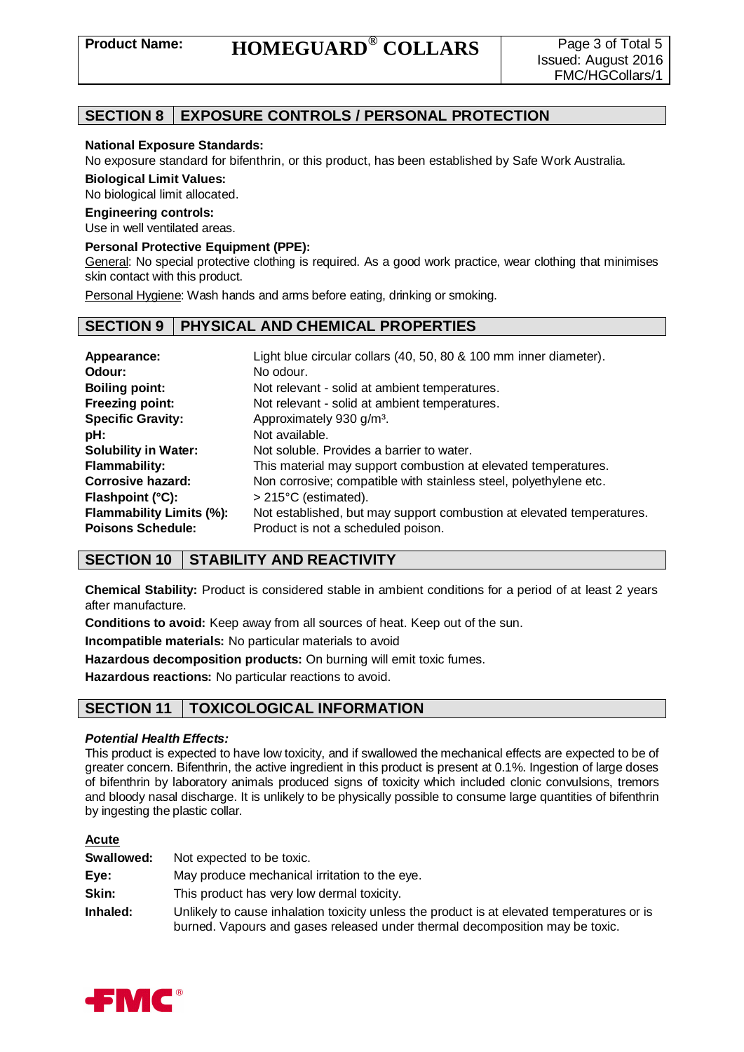## SECTION 8 EXPOSURE CONTROLS / PERSONAL PROTECTION

**National Exposure Standards:**
No exposure standard for bifenthrin, or this product, has been established by Safe Work Australia.

**Biological Limit Values:**
No biological limit allocated.

**Engineering controls:**
Use in well ventilated areas.

**Personal Protective Equipment (PPE):**
General: No special protective clothing is required. As a good work practice, wear clothing that minimises skin contact with this product.

Personal Hygiene: Wash hands and arms before eating, drinking or smoking.

## SECTION 9 PHYSICAL AND CHEMICAL PROPERTIES

| | |
|---|---|
| **Appearance:** | Light blue circular collars (40, 50, 80 & 100 mm inner diameter). |
| **Odour:** | No odour. |
| **Boiling point:** | Not relevant - solid at ambient temperatures. |
| **Freezing point:** | Not relevant - solid at ambient temperatures. |
| **Specific Gravity:** | Approximately 930 g/m³. |
| **pH:** | Not available. |
| **Solubility in Water:** | Not soluble. Provides a barrier to water. |
| **Flammability:** | This material may support combustion at elevated temperatures. |
| **Corrosive hazard:** | Non corrosive; compatible with stainless steel, polyethylene etc. |
| **Flashpoint (°C):** | > 215°C (estimated). |
| **Flammability Limits (%):** | Not established, but may support combustion at elevated temperatures. |
| **Poisons Schedule:** | Product is not a scheduled poison. |

## SECTION 10 STABILITY AND REACTIVITY

**Chemical Stability:** Product is considered stable in ambient conditions for a period of at least 2 years after manufacture.

**Conditions to avoid:** Keep away from all sources of heat. Keep out of the sun.

**Incompatible materials:** No particular materials to avoid

**Hazardous decomposition products:** On burning will emit toxic fumes.

**Hazardous reactions:** No particular reactions to avoid.

## SECTION 11 TOXICOLOGICAL INFORMATION

***Potential Health Effects:***

This product is expected to have low toxicity, and if swallowed the mechanical effects are expected to be of greater concern. Bifenthrin, the active ingredient in this product is present at 0.1%. Ingestion of large doses of bifenthrin by laboratory animals produced signs of toxicity which included clonic convulsions, tremors and bloody nasal discharge. It is unlikely to be physically possible to consume large quantities of bifenthrin by ingesting the plastic collar.

**Acute**

| | |
|---|---|
| **Swallowed:** | Not expected to be toxic. |
| **Eye:** | May produce mechanical irritation to the eye. |
| **Skin:** | This product has very low dermal toxicity. |
| **Inhaled:** | Unlikely to cause inhalation toxicity unless the product is at elevated temperatures or is burned. Vapours and gases released under thermal decomposition may be toxic. |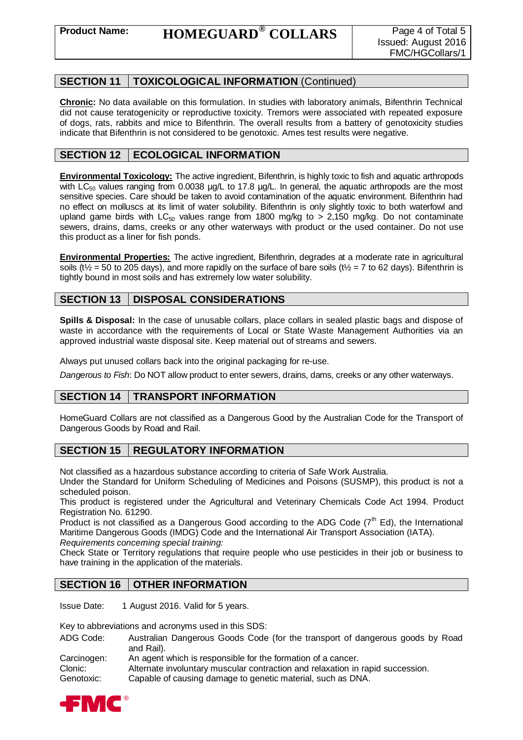## SECTION 11 TOXICOLOGICAL INFORMATION (Continued)

**Chronic:** No data available on this formulation. In studies with laboratory animals, Bifenthrin Technical did not cause teratogenicity or reproductive toxicity. Tremors were associated with repeated exposure of dogs, rats, rabbits and mice to Bifenthrin. The overall results from a battery of genotoxicity studies indicate that Bifenthrin is not considered to be genotoxic. Ames test results were negative.

## SECTION 12 ECOLOGICAL INFORMATION

**Environmental Toxicology:** The active ingredient, Bifenthrin, is highly toxic to fish and aquatic arthropods with $LC_{50}$ values ranging from 0.0038 µg/L to 17.8 µg/L. In general, the aquatic arthropods are the most sensitive species. Care should be taken to avoid contamination of the aquatic environment. Bifenthrin had no effect on molluscs at its limit of water solubility. Bifenthrin is only slightly toxic to both waterfowl and upland game birds with $LC_{50}$ values range from 1800 mg/kg to > 2,150 mg/kg. Do not contaminate sewers, drains, dams, creeks or any other waterways with product or the used container. Do not use this product as a liner for fish ponds.

**Environmental Properties:** The active ingredient, Bifenthrin, degrades at a moderate rate in agricultural soils ($t½$ = 50 to 205 days), and more rapidly on the surface of bare soils ($t½$ = 7 to 62 days). Bifenthrin is tightly bound in most soils and has extremely low water solubility.

## SECTION 13 DISPOSAL CONSIDERATIONS

**Spills & Disposal:** In the case of unusable collars, place collars in sealed plastic bags and dispose of waste in accordance with the requirements of Local or State Waste Management Authorities via an approved industrial waste disposal site. Keep material out of streams and sewers.

Always put unused collars back into the original packaging for re-use.

*Dangerous to Fish*: Do NOT allow product to enter sewers, drains, dams, creeks or any other waterways.

## SECTION 14 TRANSPORT INFORMATION

HomeGuard Collars are not classified as a Dangerous Good by the Australian Code for the Transport of Dangerous Goods by Road and Rail.

## SECTION 15 REGULATORY INFORMATION

Not classified as a hazardous substance according to criteria of Safe Work Australia.
Under the Standard for Uniform Scheduling of Medicines and Poisons (SUSMP), this product is not a scheduled poison.
This product is registered under the Agricultural and Veterinary Chemicals Code Act 1994. Product Registration No. 61290.
Product is not classified as a Dangerous Good according to the ADG Code (7th Ed), the International Maritime Dangerous Goods (IMDG) Code and the International Air Transport Association (IATA).
*Requirements concerning special training:*
Check State or Territory regulations that require people who use pesticides in their job or business to have training in the application of the materials.

## SECTION 16 OTHER INFORMATION

Issue Date: 1 August 2016. Valid for 5 years.

Key to abbreviations and acronyms used in this SDS:

| | |
|---|---|
| ADG Code: | Australian Dangerous Goods Code (for the transport of dangerous goods by Road and Rail). |
| Carcinogen: | An agent which is responsible for the formation of a cancer. |
| Clonic: | Alternate involuntary muscular contraction and relaxation in rapid succession. |
| Genotoxic: | Capable of causing damage to genetic material, such as DNA. |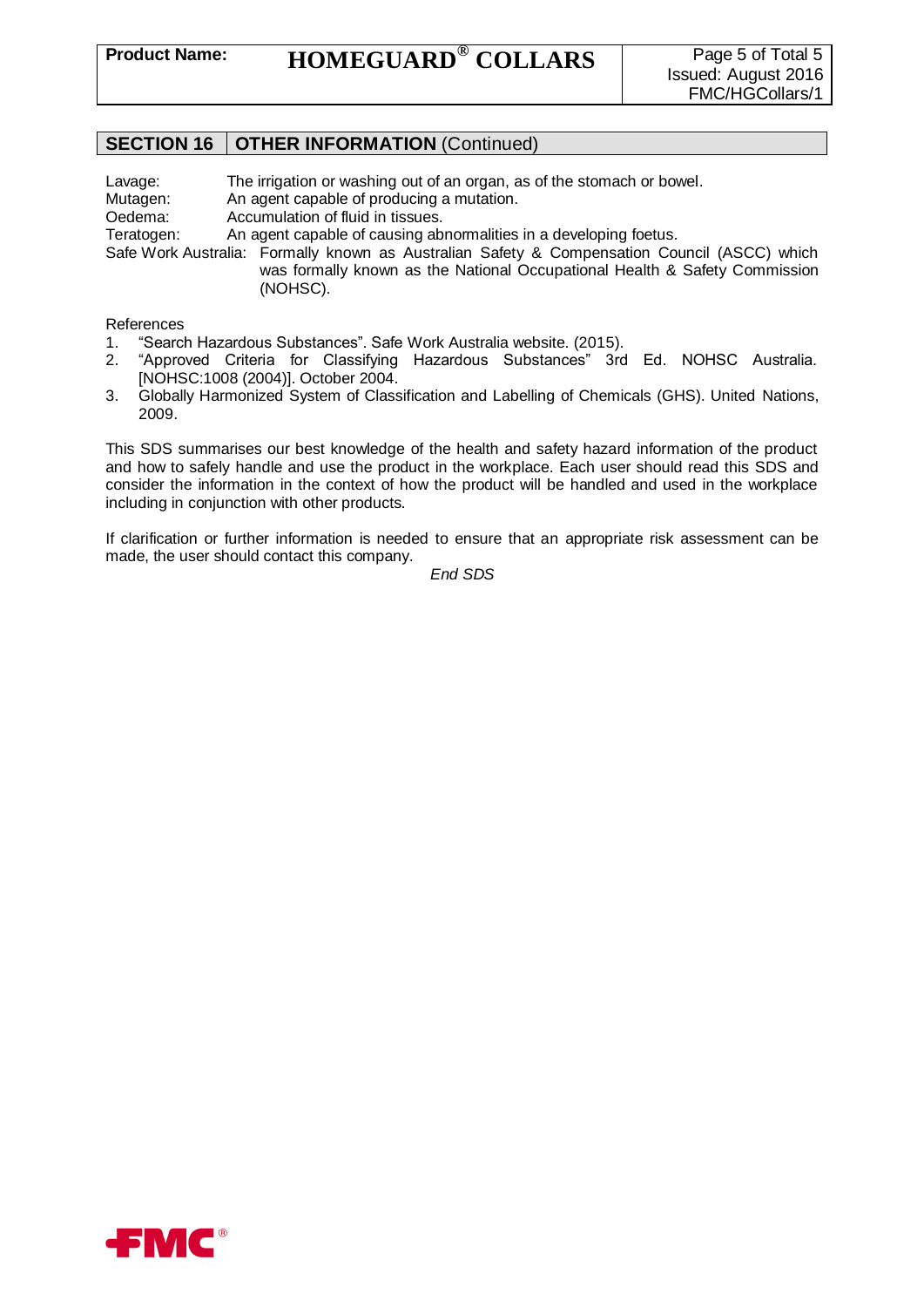## SECTION 16 OTHER INFORMATION (Continued)

Lavage: The irrigation or washing out of an organ, as of the stomach or bowel.
Mutagen: An agent capable of producing a mutation.
Oedema: Accumulation of fluid in tissues.
Teratogen: An agent capable of causing abnormalities in a developing foetus.
Safe Work Australia: Formally known as Australian Safety & Compensation Council (ASCC) which was formally known as the National Occupational Health & Safety Commission (NOHSC).

References

1. "Search Hazardous Substances". Safe Work Australia website. (2015).
2. "Approved Criteria for Classifying Hazardous Substances" 3rd Ed. NOHSC Australia. [NOHSC:1008 (2004)]. October 2004.
3. Globally Harmonized System of Classification and Labelling of Chemicals (GHS). United Nations, 2009.

This SDS summarises our best knowledge of the health and safety hazard information of the product and how to safely handle and use the product in the workplace. Each user should read this SDS and consider the information in the context of how the product will be handled and used in the workplace including in conjunction with other products.

If clarification or further information is needed to ensure that an appropriate risk assessment can be made, the user should contact this company.

*End SDS*